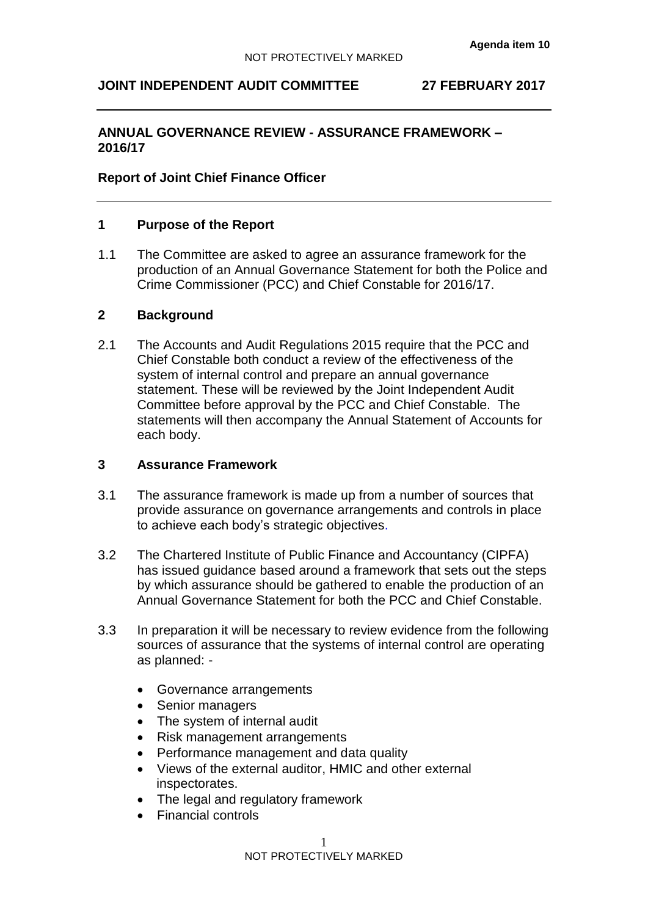Agenda item 10

NOT PROTECTIVELY MARKED

**JOINT INDEPENDENT AUDIT COMMITTEE 27 FEBRUARY 2017**

---

**ANNUAL GOVERNANCE REVIEW - ASSURANCE FRAMEWORK – 2016/17**

**Report of Joint Chief Finance Officer**

---

## 1 Purpose of the Report

1.1 The Committee are asked to agree an assurance framework for the production of an Annual Governance Statement for both the Police and Crime Commissioner (PCC) and Chief Constable for 2016/17.

## 2 Background

2.1 The Accounts and Audit Regulations 2015 require that the PCC and Chief Constable both conduct a review of the effectiveness of the system of internal control and prepare an annual governance statement. These will be reviewed by the Joint Independent Audit Committee before approval by the PCC and Chief Constable. The statements will then accompany the Annual Statement of Accounts for each body.

## 3 Assurance Framework

3.1 The assurance framework is made up from a number of sources that provide assurance on governance arrangements and controls in place to achieve each body's strategic objectives.

3.2 The Chartered Institute of Public Finance and Accountancy (CIPFA) has issued guidance based around a framework that sets out the steps by which assurance should be gathered to enable the production of an Annual Governance Statement for both the PCC and Chief Constable.

3.3 In preparation it will be necessary to review evidence from the following sources of assurance that the systems of internal control are operating as planned: -

- Governance arrangements
- Senior managers
- The system of internal audit
- Risk management arrangements
- Performance management and data quality
- Views of the external auditor, HMIC and other external inspectorates.
- The legal and regulatory framework
- Financial controls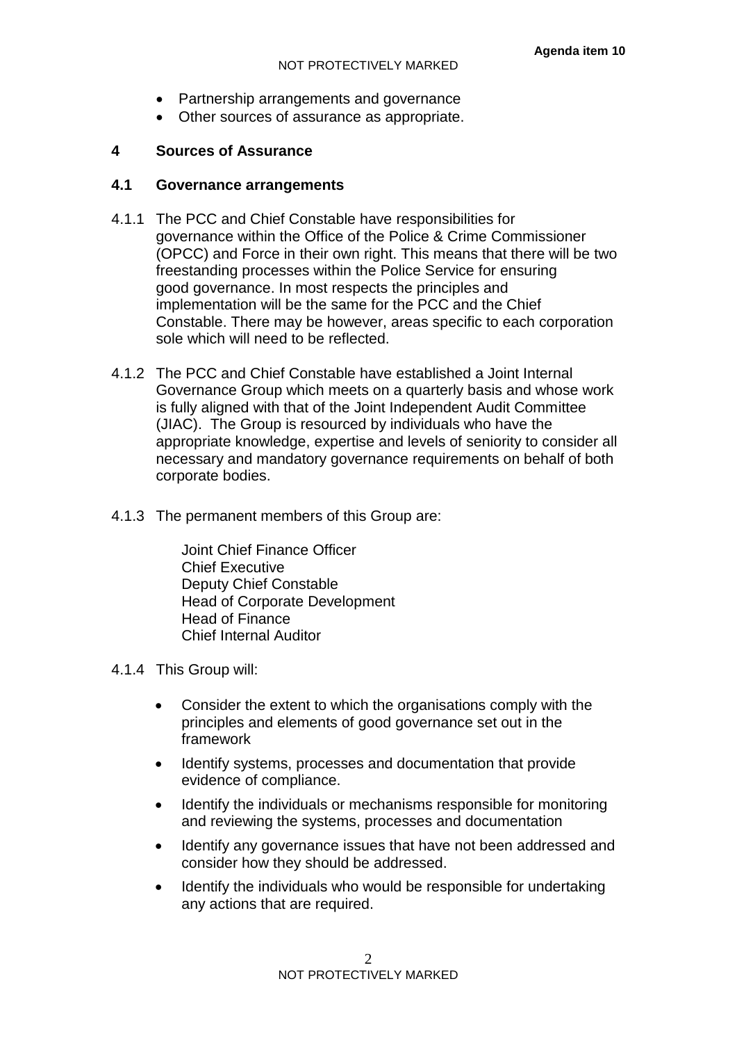- Partnership arrangements and governance
- Other sources of assurance as appropriate.

## 4 Sources of Assurance

### 4.1 Governance arrangements

4.1.1 The PCC and Chief Constable have responsibilities for governance within the Office of the Police & Crime Commissioner (OPCC) and Force in their own right. This means that there will be two freestanding processes within the Police Service for ensuring good governance. In most respects the principles and implementation will be the same for the PCC and the Chief Constable. There may be however, areas specific to each corporation sole which will need to be reflected.

4.1.2 The PCC and Chief Constable have established a Joint Internal Governance Group which meets on a quarterly basis and whose work is fully aligned with that of the Joint Independent Audit Committee (JIAC). The Group is resourced by individuals who have the appropriate knowledge, expertise and levels of seniority to consider all necessary and mandatory governance requirements on behalf of both corporate bodies.

4.1.3 The permanent members of this Group are:

Joint Chief Finance Officer
Chief Executive
Deputy Chief Constable
Head of Corporate Development
Head of Finance
Chief Internal Auditor

4.1.4 This Group will:

- Consider the extent to which the organisations comply with the principles and elements of good governance set out in the framework
- Identify systems, processes and documentation that provide evidence of compliance.
- Identify the individuals or mechanisms responsible for monitoring and reviewing the systems, processes and documentation
- Identify any governance issues that have not been addressed and consider how they should be addressed.
- Identify the individuals who would be responsible for undertaking any actions that are required.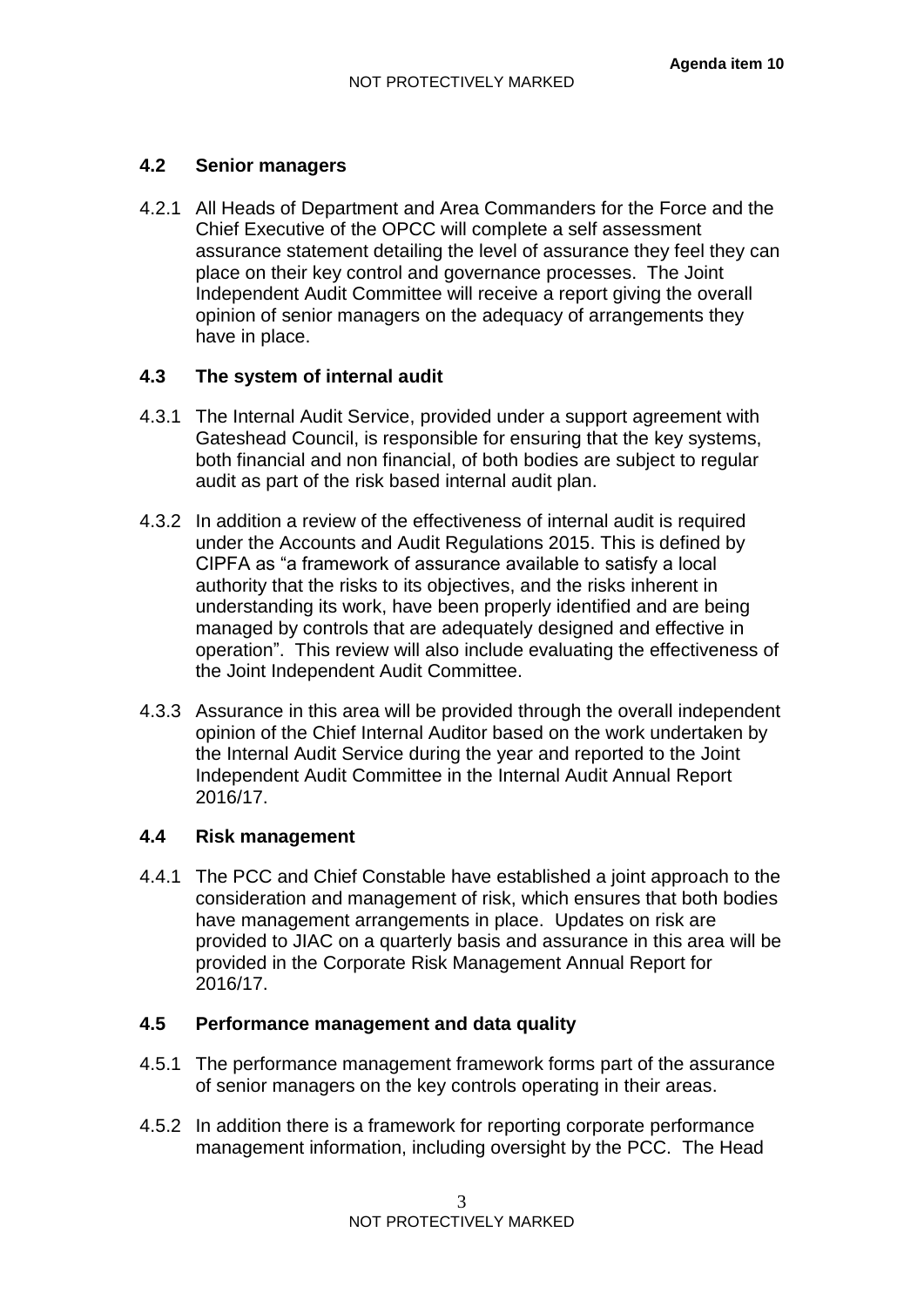### 4.2 Senior managers

4.2.1 All Heads of Department and Area Commanders for the Force and the Chief Executive of the OPCC will complete a self assessment assurance statement detailing the level of assurance they feel they can place on their key control and governance processes. The Joint Independent Audit Committee will receive a report giving the overall opinion of senior managers on the adequacy of arrangements they have in place.

### 4.3 The system of internal audit

4.3.1 The Internal Audit Service, provided under a support agreement with Gateshead Council, is responsible for ensuring that the key systems, both financial and non financial, of both bodies are subject to regular audit as part of the risk based internal audit plan.

4.3.2 In addition a review of the effectiveness of internal audit is required under the Accounts and Audit Regulations 2015. This is defined by CIPFA as "a framework of assurance available to satisfy a local authority that the risks to its objectives, and the risks inherent in understanding its work, have been properly identified and are being managed by controls that are adequately designed and effective in operation". This review will also include evaluating the effectiveness of the Joint Independent Audit Committee.

4.3.3 Assurance in this area will be provided through the overall independent opinion of the Chief Internal Auditor based on the work undertaken by the Internal Audit Service during the year and reported to the Joint Independent Audit Committee in the Internal Audit Annual Report 2016/17.

### 4.4 Risk management

4.4.1 The PCC and Chief Constable have established a joint approach to the consideration and management of risk, which ensures that both bodies have management arrangements in place. Updates on risk are provided to JIAC on a quarterly basis and assurance in this area will be provided in the Corporate Risk Management Annual Report for 2016/17.

### 4.5 Performance management and data quality

4.5.1 The performance management framework forms part of the assurance of senior managers on the key controls operating in their areas.

4.5.2 In addition there is a framework for reporting corporate performance management information, including oversight by the PCC. The Head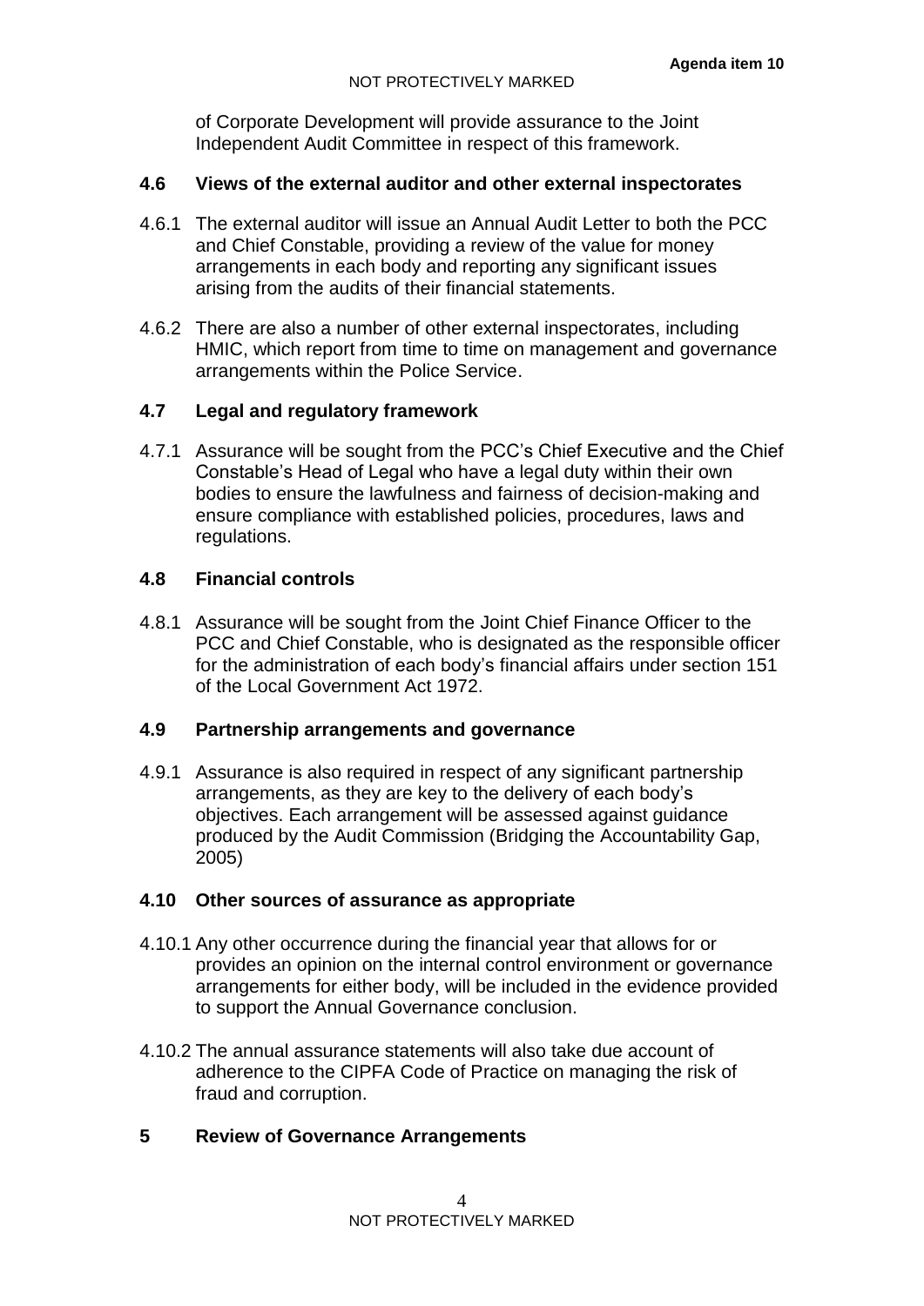of Corporate Development will provide assurance to the Joint Independent Audit Committee in respect of this framework.

### 4.6 Views of the external auditor and other external inspectorates

4.6.1 The external auditor will issue an Annual Audit Letter to both the PCC and Chief Constable, providing a review of the value for money arrangements in each body and reporting any significant issues arising from the audits of their financial statements.

4.6.2 There are also a number of other external inspectorates, including HMIC, which report from time to time on management and governance arrangements within the Police Service.

### 4.7 Legal and regulatory framework

4.7.1 Assurance will be sought from the PCC's Chief Executive and the Chief Constable's Head of Legal who have a legal duty within their own bodies to ensure the lawfulness and fairness of decision-making and ensure compliance with established policies, procedures, laws and regulations.

### 4.8 Financial controls

4.8.1 Assurance will be sought from the Joint Chief Finance Officer to the PCC and Chief Constable, who is designated as the responsible officer for the administration of each body's financial affairs under section 151 of the Local Government Act 1972.

### 4.9 Partnership arrangements and governance

4.9.1 Assurance is also required in respect of any significant partnership arrangements, as they are key to the delivery of each body's objectives. Each arrangement will be assessed against guidance produced by the Audit Commission (Bridging the Accountability Gap, 2005)

### 4.10 Other sources of assurance as appropriate

4.10.1 Any other occurrence during the financial year that allows for or provides an opinion on the internal control environment or governance arrangements for either body, will be included in the evidence provided to support the Annual Governance conclusion.

4.10.2 The annual assurance statements will also take due account of adherence to the CIPFA Code of Practice on managing the risk of fraud and corruption.

## 5 Review of Governance Arrangements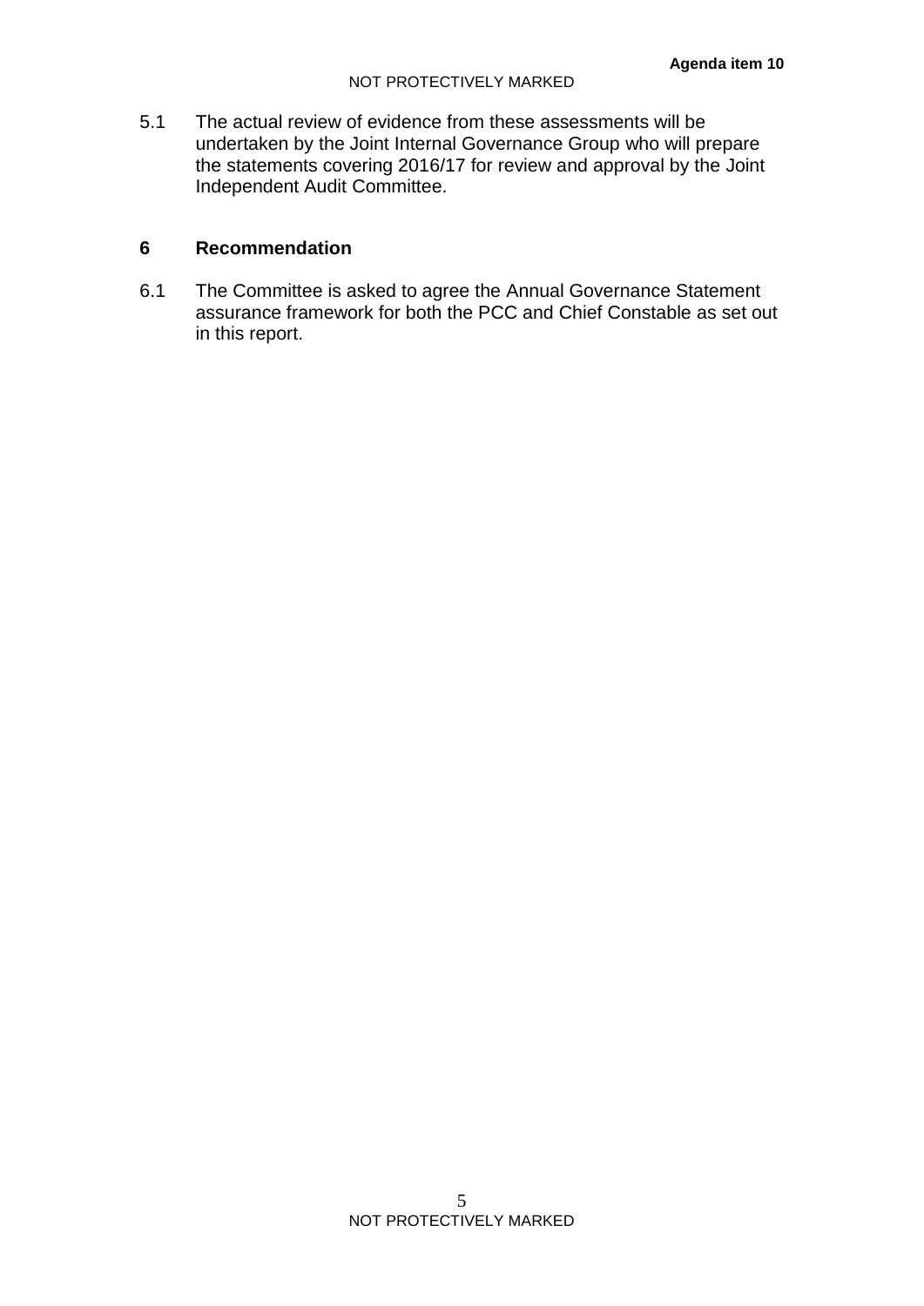5.1 The actual review of evidence from these assessments will be undertaken by the Joint Internal Governance Group who will prepare the statements covering 2016/17 for review and approval by the Joint Independent Audit Committee.

## 6 Recommendation

6.1 The Committee is asked to agree the Annual Governance Statement assurance framework for both the PCC and Chief Constable as set out in this report.